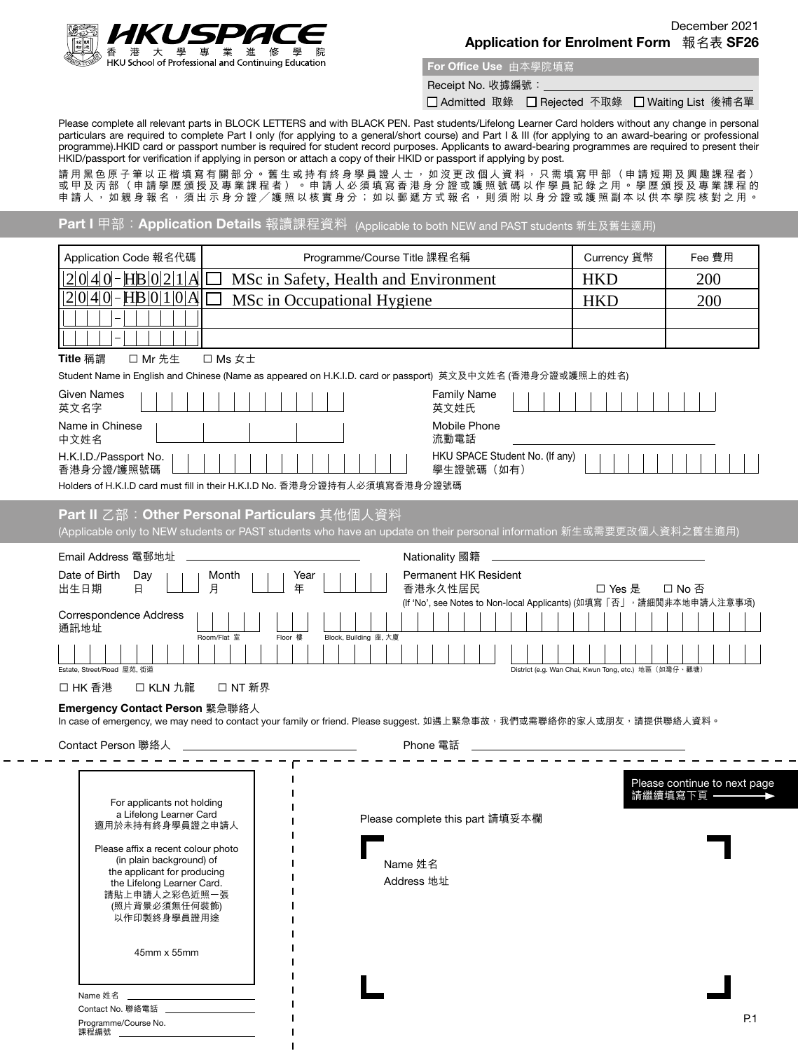HKUSPACE 香港大學專業進修學院 HKU School of Professional and Continuing Education

December 2021

**Application for Enrolment Form** 報名表 **SF26**

| **For Office Use** 由本學院填寫 |
| --- |
| Receipt No. 收據編號：\_\_\_\_\_\_\_\_\_\_ |
| ☐ Admitted 取錄 ☐ Rejected 不取錄 ☐ Waiting List 後補名單 |

Please complete all relevant parts in BLOCK LETTERS and with BLACK PEN. Past students/Lifelong Learner Card holders without any change in personal particulars are required to complete Part I only (for applying to a general/short course) and Part I & III (for applying to an award-bearing or professional programme).HKID card or passport number is required for student record purposes. Applicants to award-bearing programmes are required to present their HKID/passport for verification if applying in person or attach a copy of their HKID or passport if applying by post.

請用黑色原子筆以正楷填寫有關部分。舊生或持有終身學員證人士，如沒更改個人資料，只需填寫甲部（申請短期及興趣課程者）或甲及丙部（申請學歷頒授及專業課程者）。申請人必須填寫香港身分證或護照號碼以作學員記錄之用。學歷頒授及專業課程的申請人，如親身報名，須出示身分證╱護照以核實身分；如以郵遞方式報名，則須附以身分證或護照副本以供本學院核對之用。

## Part I 甲部：Application Details 報讀課程資料 (Applicable to both NEW and PAST students 新生及舊生適用)

| Application Code 報名代碼 | | Programme/Course Title 課程名稱 | Currency 貨幣 | Fee 費用 |
| --- | --- | --- | --- | --- |
| 2040-HB021A | ☐ | MSc in Safety, Health and Environment | HKD | 200 |
| 2040-HB010A | ☐ | MSc in Occupational Hygiene | HKD | 200 |
| - | | | | |
| - | | | | |

**Title** 稱謂 ☐ Mr 先生 ☐ Ms 女士

Student Name in English and Chinese (Name as appeared on H.K.I.D. card or passport) 英文及中文姓名 (香港身分證或護照上的姓名)

Given Names 英文名字 \_\_\_\_\_\_\_\_\_\_ Family Name 英文姓氏 \_\_\_\_\_\_\_\_\_\_

Name in Chinese 中文姓名 \_\_\_\_\_\_\_\_\_\_ Mobile Phone 流動電話 \_\_\_\_\_\_\_\_\_\_

H.K.I.D./Passport No. 香港身分證/護照號碼 \_\_\_\_\_\_\_\_\_\_ HKU SPACE Student No. (If any) 學生證號碼（如有）\_\_\_\_\_\_\_\_\_\_

Holders of H.K.I.D card must fill in their H.K.I.D No. 香港身分證持有人必須填寫香港身分證號碼

## Part II 乙部：Other Personal Particulars 其他個人資料

(Applicable only to NEW students or PAST students who have an update on their personal information 新生或需要更改個人資料之舊生適用)

Email Address 電郵地址 \_\_\_\_\_\_\_\_\_\_ Nationality 國籍 \_\_\_\_\_\_\_\_\_\_

Date of Birth 出生日期 Day 日 \_\_ Month 月 \_\_ Year 年 \_\_\_\_

Permanent HK Resident 香港永久性居民 ☐ Yes 是 ☐ No 否

(If 'No', see Notes to Non-local Applicants) (如填寫「否」，請細閱非本地申請人注意事項)

Correspondence Address 通訊地址

Room/Flat 室 \_\_\_\_ Floor 樓 \_\_\_\_ Block, Building 座, 大廈 \_\_\_\_\_\_\_\_

Estate, Street/Road 屋苑, 街道 \_\_\_\_\_\_\_\_ District (e.g. Wan Chai, Kwun Tong, etc.) 地區（如灣仔、觀塘）\_\_\_\_\_\_\_\_

☐ HK 香港 ☐ KLN 九龍 ☐ NT 新界

**Emergency Contact Person** 緊急聯絡人

In case of emergency, we may need to contact your family or friend. Please suggest. 如遇上緊急事故，我們或需聯絡你的家人或朋友，請提供聯絡人資料。

Contact Person 聯絡人 \_\_\_\_\_\_\_\_\_\_ Phone 電話 \_\_\_\_\_\_\_\_\_\_

---

For applicants not holding a Lifelong Learner Card
適用於未持有終身學員證之申請人

Please affix a recent colour photo (in plain background) of the applicant for producing the Lifelong Learner Card.
請貼上申請人之彩色近照一張 (照片背景必須無任何裝飾) 以作印製終身學員證用途

45mm x 55mm

Name 姓名 \_\_\_\_\_\_\_\_\_\_

Contact No. 聯絡電話 \_\_\_\_\_\_\_\_\_\_

Programme/Course No. 課程編號 \_\_\_\_\_\_\_\_\_\_

Please continue to next page 請繼續填寫下頁 →

Please complete this part 請填妥本欄

Name 姓名

Address 地址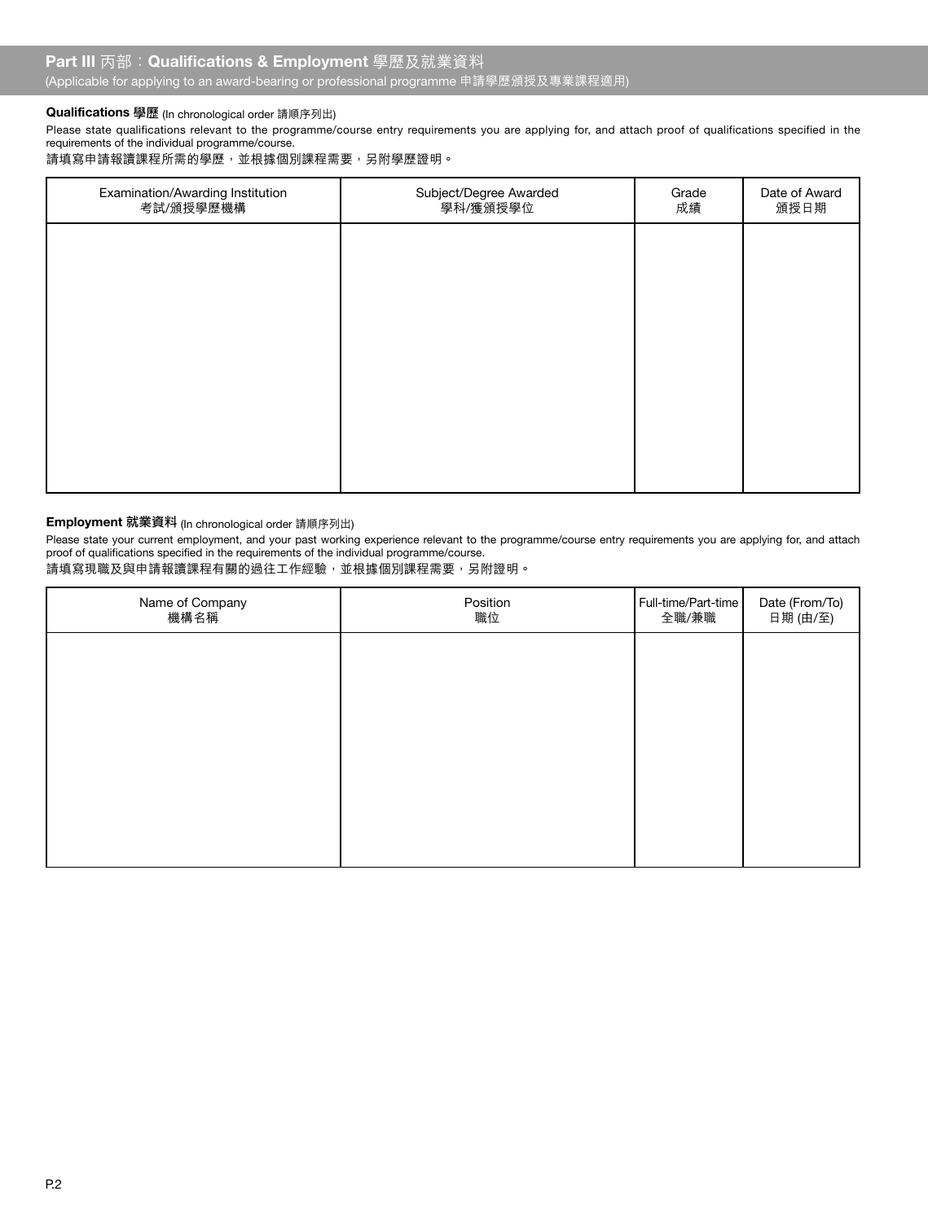## Part III 丙部：Qualifications & Employment 學歷及就業資料

(Applicable for applying to an award-bearing or professional programme 申請學歷頒授及專業課程適用)

### Qualifications 學歷 (In chronological order 請順序列出)

Please state qualifications relevant to the programme/course entry requirements you are applying for, and attach proof of qualifications specified in the requirements of the individual programme/course.

請填寫申請報讀課程所需的學歷，並根據個別課程需要，另附學歷證明。

| Examination/Awarding Institution<br>考試/頒授學歷機構 | Subject/Degree Awarded<br>學科/獲頒授學位 | Grade<br>成績 | Date of Award<br>頒授日期 |
|---|---|---|---|
| | | | |

### Employment 就業資料 (In chronological order 請順序列出)

Please state your current employment, and your past working experience relevant to the programme/course entry requirements you are applying for, and attach proof of qualifications specified in the requirements of the individual programme/course.

請填寫現職及與申請報讀課程有關的過往工作經驗，並根據個別課程需要，另附證明。

| Name of Company<br>機構名稱 | Position<br>職位 | Full-time/Part-time<br>全職/兼職 | Date (From/To)<br>日期 (由/至) |
|---|---|---|---|
| | | | |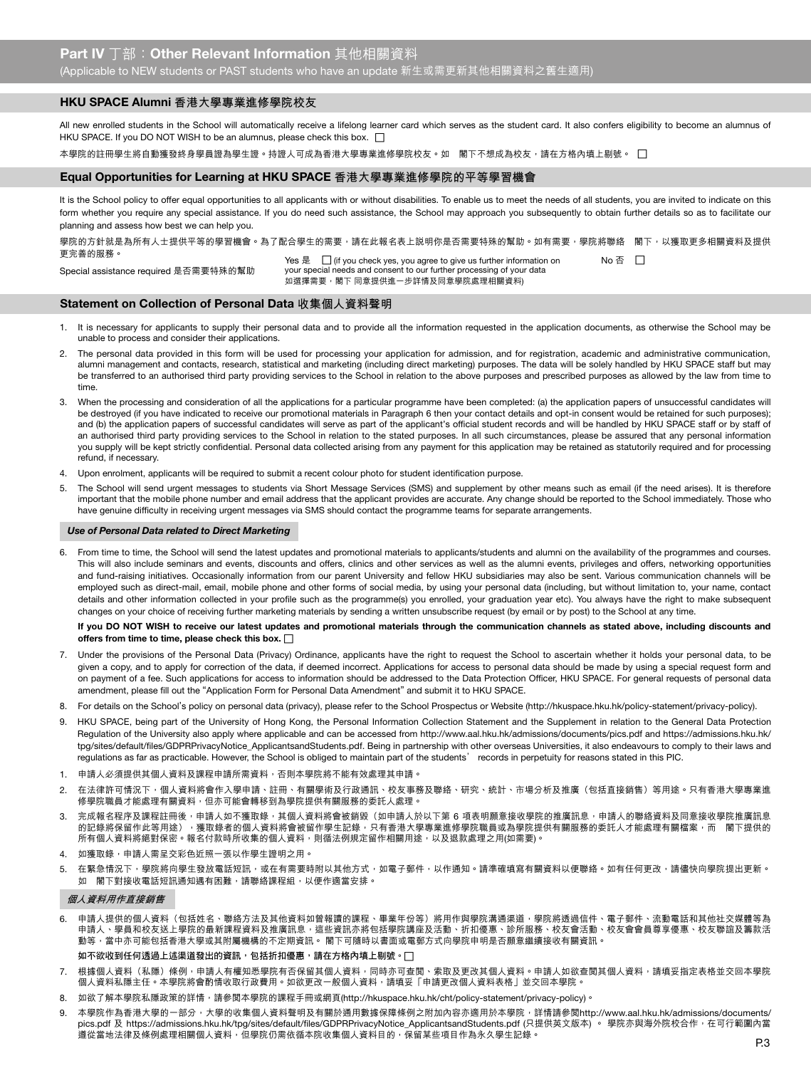## Part IV 丁部：Other Relevant Information 其他相關資料

(Applicable to NEW students or PAST students who have an update 新生或需更新其他相關資料之舊生適用)

### HKU SPACE Alumni 香港大學專業進修學院校友

All new enrolled students in the School will automatically receive a lifelong learner card which serves as the student card. It also confers eligibility to become an alumnus of HKU SPACE. If you DO NOT WISH to be an alumnus, please check this box. ☐

本學院的註冊學生將自動獲發終身學員證為學生證。持證人可成為香港大學專業進修學院校友。如　閣下不想成為校友，請在方格內填上剔號。 ☐

### Equal Opportunities for Learning at HKU SPACE 香港大學專業進修學院的平等學習機會

It is the School policy to offer equal opportunities to all applicants with or without disabilities. To enable us to meet the needs of all students, you are invited to indicate on this form whether you require any special assistance. If you do need such assistance, the School may approach you subsequently to obtain further details so as to facilitate our planning and assess how best we can help you.

學院的方針就是為所有人士提供平等的學習機會。為了配合學生的需要，請在此報名表上說明你是否需要特殊的幫助。如有需要，學院將聯絡　閣下，以獲取更多相關資料及提供更完善的服務。

Special assistance required 是否需要特殊的幫助　　Yes 是 ☐ (if you check yes, you agree to give us further information on your special needs and consent to our further processing of your data 如選擇需要，閣下 同意提供進一步詳情及同意學院處理相關資料)　　No 否 ☐

### Statement on Collection of Personal Data 收集個人資料聲明

1. It is necessary for applicants to supply their personal data and to provide all the information requested in the application documents, as otherwise the School may be unable to process and consider their applications.
2. The personal data provided in this form will be used for processing your application for admission, and for registration, academic and administrative communication, alumni management and contacts, research, statistical and marketing (including direct marketing) purposes. The data will be solely handled by HKU SPACE staff but may be transferred to an authorised third party providing services to the School in relation to the above purposes and prescribed purposes as allowed by the law from time to time.
3. When the processing and consideration of all the applications for a particular programme have been completed: (a) the application papers of unsuccessful candidates will be destroyed (if you have indicated to receive our promotional materials in Paragraph 6 then your contact details and opt-in consent would be retained for such purposes); and (b) the application papers of successful candidates will serve as part of the applicant's official student records and will be handled by HKU SPACE staff or by staff of an authorised third party providing services to the School in relation to the stated purposes. In all such circumstances, please be assured that any personal information you supply will be kept strictly confidential. Personal data collected arising from any payment for this application may be retained as statutorily required and for processing refund, if necessary.
4. Upon enrolment, applicants will be required to submit a recent colour photo for student identification purpose.
5. The School will send urgent messages to students via Short Message Services (SMS) and supplement by other means such as email (if the need arises). It is therefore important that the mobile phone number and email address that the applicant provides are accurate. Any change should be reported to the School immediately. Those who have genuine difficulty in receiving urgent messages via SMS should contact the programme teams for separate arrangements.

#### *Use of Personal Data related to Direct Marketing*

6. From time to time, the School will send the latest updates and promotional materials to applicants/students and alumni on the availability of the programmes and courses. This will also include seminars and events, discounts and offers, clinics and other services as well as the alumni events, privileges and offers, networking opportunities and fund-raising initiatives. Occasionally information from our parent University and fellow HKU subsidiaries may also be sent. Various communication channels will be employed such as direct-mail, email, mobile phone and other forms of social media, by using your personal data (including, but without limitation to, your name, contact details and other information collected in your profile such as the programme(s) you enrolled, your graduation year etc). You always have the right to make subsequent changes on your choice of receiving further marketing materials by sending a written unsubscribe request (by email or by post) to the School at any time.

   **If you DO NOT WISH to receive our latest updates and promotional materials through the communication channels as stated above, including discounts and offers from time to time, please check this box.** ☐

7. Under the provisions of the Personal Data (Privacy) Ordinance, applicants have the right to request the School to ascertain whether it holds your personal data, to be given a copy, and to apply for correction of the data, if deemed incorrect. Applications for access to personal data should be made by using a special request form and on payment of a fee. Such applications for access to information should be addressed to the Data Protection Officer, HKU SPACE. For general requests of personal data amendment, please fill out the "Application Form for Personal Data Amendment" and submit it to HKU SPACE.
8. For details on the School's policy on personal data (privacy), please refer to the School Prospectus or Website (http://hkuspace.hku.hk/policy-statement/privacy-policy).
9. HKU SPACE, being part of the University of Hong Kong, the Personal Information Collection Statement and the Supplement in relation to the General Data Protection Regulation of the University also apply where applicable and can be accessed from http://www.aal.hku.hk/admissions/documents/pics.pdf and https://admissions.hku.hk/tpg/sites/default/files/GDPRPrivacyNotice_ApplicantsandStudents.pdf. Being in partnership with other overseas Universities, it also endeavours to comply to their laws and regulations as far as practicable. However, the School is obliged to maintain part of the students' records in perpetuity for reasons stated in this PIC.

1. 申請人必須提供其個人資料及課程申請所需資料，否則本學院將不能有效處理其申請。
2. 在法律許可情況下，個人資料將會作入學申請、註冊、有關學術及行政通訊、校友事務及聯絡、研究、統計、市場分析及推廣（包括直接銷售）等用途。只有香港大學專業進修學院職員才能處理有關資料，但亦可能會轉移到為學院提供有關服務的委託人處理。
3. 完成報名程序及課程註冊後，申請人如不獲取錄，其個人資料將會被銷毀（如申請人於以下第 6 項表明願意接收學院的推廣訊息，申請人的聯絡資料及同意接收學院推廣訊息的記錄將保留作此等用途），獲取錄者的個人資料將會被留作學生記錄，只有香港大學專業進修學院職員或為學院提供有關服務的委託人才能處理有關檔案，而　閣下提供的所有個人資料將絕對保密。報名付款時所收集的個人資料，則循法例規定留作相關用途，以及退款處理之用(如需要)。
4. 如獲取錄，申請人需呈交彩色近照一張以作學生證明之用。
5. 在緊急情況下，學院將向學生發放電話短訊，或在有需要時附以其他方式，如電子郵件，以作通知。請準確填寫有關資料以便聯絡。如有任何更改，請儘快向學院提出更新。如　閣下對接收電話短訊通知遇有困難，請聯絡課程組，以便作適當安排。

#### *個人資料用作直接銷售*

6. 申請人提供的個人資料（包括姓名、聯絡方法及其他資料如曾報讀的課程、畢業年份等）將用作與學院溝通渠道，學院將透過信件、電子郵件、流動電話和其他社交媒體等為申請人、學員和校友送上學院的最新課程資料及推廣訊息，這些資訊亦將包括學院講座及活動、折扣優惠、診所服務、校友會活動、校友會會員尊享優惠、校友聯誼及籌款活動等，當中亦可能包括香港大學或其附屬機構的不定期資訊。 閣下可隨時以書面或電郵方式向學院申明是否願意繼續接收有關資訊。

   **如不欲收到任何透過上述渠道發出的資訊，包括折扣優惠，請在方格內填上剔號。** ☐

7. 根據個人資料（私隱）條例，申請人有權知悉學院有否保留其個人資料，同時亦可查閱、索取及更改其個人資料。申請人如欲查閱其個人資料，請填妥指定表格並交回本學院個人資料私隱主任。本學院將會酌情收取行政費用。如欲更改一般個人資料，請填妥「申請更改個人資料表格」並交回本學院。
8. 如欲了解本學院私隱政策的詳情，請參閱本學院的課程手冊或網頁(http://hkuspace.hku.hk/cht/policy-statement/privacy-policy)。
9. 本學院作為香港大學的一部分，大學的收集個人資料聲明及有關於通用數據保障條例之附加內容亦適用於本學院，詳情請參閱http://www.aal.hku.hk/admissions/documents/pics.pdf 及 https://admissions.hku.hk/tpg/sites/default/files/GDPRPrivacyNotice_ApplicantsandStudents.pdf (只提供英文版本) 。 學院亦與海外院校合作，在可行範圍內當遵從當地法律及條例處理相關個人資料，但學院仍需依循本院收集個人資料目的，保留某些項目作為永久學生記錄。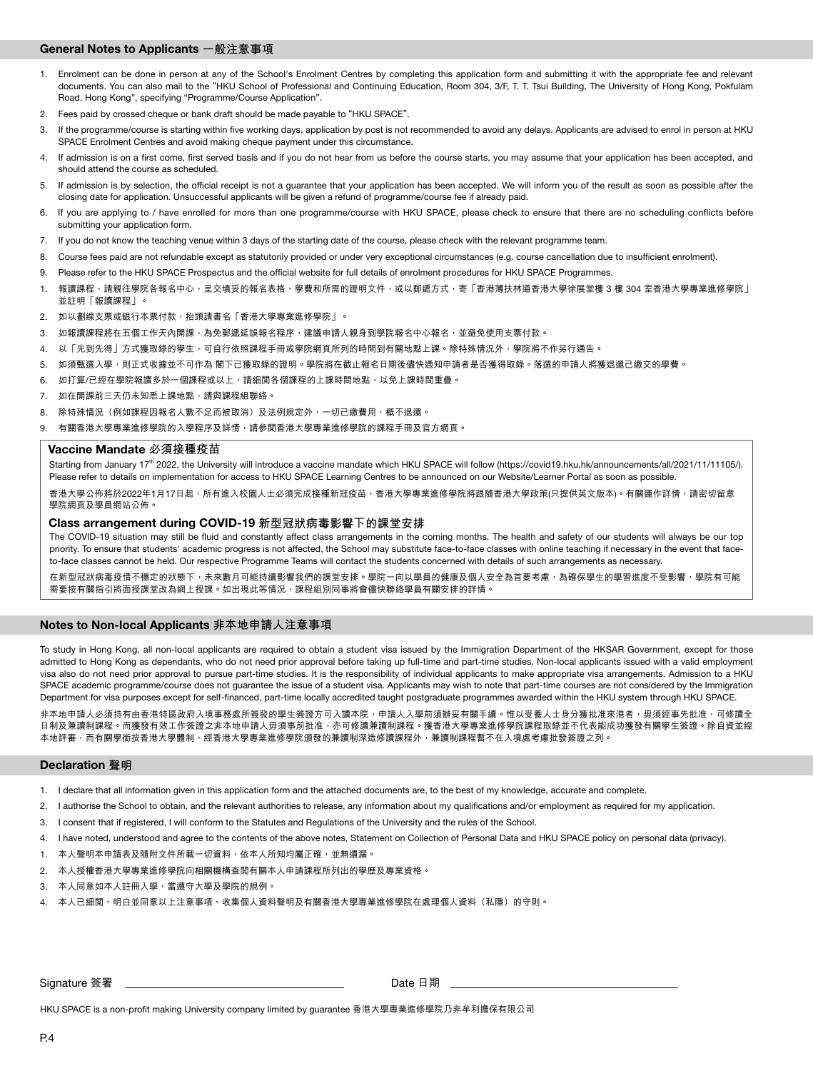## General Notes to Applicants 一般注意事項

1. Enrolment can be done in person at any of the School's Enrolment Centres by completing this application form and submitting it with the appropriate fee and relevant documents. You can also mail to the "HKU School of Professional and Continuing Education, Room 304, 3/F, T. T. Tsui Building, The University of Hong Kong, Pokfulam Road, Hong Kong", specifying "Programme/Course Application".
2. Fees paid by crossed cheque or bank draft should be made payable to "HKU SPACE".
3. If the programme/course is starting within five working days, application by post is not recommended to avoid any delays. Applicants are advised to enrol in person at HKU SPACE Enrolment Centres and avoid making cheque payment under this circumstance.
4. If admission is on a first come, first served basis and if you do not hear from us before the course starts, you may assume that your application has been accepted, and should attend the course as scheduled.
5. If admission is by selection, the official receipt is not a guarantee that your application has been accepted. We will inform you of the result as soon as possible after the closing date for application. Unsuccessful applicants will be given a refund of programme/course fee if already paid.
6. If you are applying to / have enrolled for more than one programme/course with HKU SPACE, please check to ensure that there are no scheduling conflicts before submitting your application form.
7. If you do not know the teaching venue within 3 days of the starting date of the course, please check with the relevant programme team.
8. Course fees paid are not refundable except as statutorily provided or under very exceptional circumstances (e.g. course cancellation due to insufficient enrolment).
9. Please refer to the HKU SPACE Prospectus and the official website for full details of enrolment procedures for HKU SPACE Programmes.

1. 報讀課程，請親往學院各報名中心，呈交填妥的報名表格、學費和所需的證明文件，或以郵遞方式，寄「香港薄扶林道香港大學徐展堂樓 3 樓 304 室香港大學專業進修學院」並註明「報讀課程」。
2. 如以劃線支票或銀行本票付款，抬頭請書名「香港大學專業進修學院」。
3. 如報讀課程將在五個工作天內開課，為免郵遞延誤報名程序，建議申請人親身到學院報名中心報名，並避免使用支票付款。
4. 以「先到先得」方式獲取錄的學生，可自行依照課程手冊或學院網頁所列的時間到有關地點上課。除特殊情況外，學院將不作另行通告。
5. 如須甄選入學，則正式收據並不可作為 閣下已獲取錄的證明。學院將在截止報名日期後儘快通知申請者是否獲得取錄。落選的申請人將獲退還已繳交的學費。
6. 如打算/已經在學院報讀多於一個課程或以上，請細閱各個課程的上課時間地點，以免上課時間重疊。
7. 如在開課前三天仍未知悉上課地點，請與課程組聯絡。
8. 除特殊情況（例如課程因報名人數不足而被取消）及法例規定外，一切已繳費用，概不退還。
9. 有關香港大學專業進修學院的入學程序及詳情，請參閱香港大學專業進修學院的課程手冊及官方網頁。

### Vaccine Mandate 必須接種疫苗

Starting from January 17th 2022, the University will introduce a vaccine mandate which HKU SPACE will follow (https://covid19.hku.hk/announcements/all/2021/11/11105/). Please refer to details on implementation for access to HKU SPACE Learning Centres to be announced on our Website/Learner Portal as soon as possible.

香港大學公佈將於2022年1月17日起，所有進入校園人士必須完成接種新冠疫苗，香港大學專業進修學院將跟隨香港大學政策(只提供英文版本)。有關運作詳情，請密切留意學院網頁及學員網站公佈。

### Class arrangement during COVID-19 新型冠狀病毒影響下的課堂安排

The COVID-19 situation may still be fluid and constantly affect class arrangements in the coming months. The health and safety of our students will always be our top priority. To ensure that students' academic progress is not affected, the School may substitute face-to-face classes with online teaching if necessary in the event that face-to-face classes cannot be held. Our respective Programme Teams will contact the students concerned with details of such arrangements as necessary.

在新型冠狀病毒疫情不穩定的狀態下，未來數月可能持續影響我們的課堂安排。學院一向以學員的健康及個人安全為首要考慮，為確保學生的學習進度不受影響，學院有可能需要按有關指引將面授課堂改為網上授課。如出現此等情況，課程組別同事將會儘快聯絡學員有關安排的詳情。

## Notes to Non-local Applicants 非本地申請人注意事項

To study in Hong Kong, all non-local applicants are required to obtain a student visa issued by the Immigration Department of the HKSAR Government, except for those admitted to Hong Kong as dependants, who do not need prior approval before taking up full-time and part-time studies. Non-local applicants issued with a valid employment visa also do not need prior approval to pursue part-time studies. It is the responsibility of individual applicants to make appropriate visa arrangements. Admission to a HKU SPACE academic programme/course does not guarantee the issue of a student visa. Applicants may wish to note that part-time courses are not considered by the Immigration Department for visa purposes except for self-financed, part-time locally accredited taught postgraduate programmes awarded within the HKU system through HKU SPACE.

非本地申請人必須持有由香港特區政府入境事務處所簽發的學生簽證方可入讀本院，申請人入學前須辦妥有關手續。惟以受養人士身分獲批准來港者，毋須經事先批准，可修讀全日制及兼讀制課程。而獲發有效工作簽證之非本地申請人毋須事前批准，亦可修讀兼讀制課程。獲香港大學專業進修學院課程取錄並不代表能成功獲發有關學生簽證。除自資並經本地評審，而有關學銜按香港大學體制，經香港大學專業進修學院頒發的兼讀制深造修讀課程外，兼讀制課程暫不在入境處考慮批發簽證之列。

## Declaration 聲明

1. I declare that all information given in this application form and the attached documents are, to the best of my knowledge, accurate and complete.
2. I authorise the School to obtain, and the relevant authorities to release, any information about my qualifications and/or employment as required for my application.
3. I consent that if registered, I will conform to the Statutes and Regulations of the University and the rules of the School.
4. I have noted, understood and agree to the contents of the above notes, Statement on Collection of Personal Data and HKU SPACE policy on personal data (privacy).

1. 本人聲明本申請表及隨附文件所載一切資料，依本人所知均屬正確，並無遺漏。
2. 本人授權香港大學專業進修學院向相關機構查閱有關本人申請課程所列出的學歷及專業資格。
3. 本人同意如本人註冊入學，當遵守大學及學院的規例。
4. 本人已細閱、明白並同意以上注意事項、收集個人資料聲明及有關香港大學專業進修學院在處理個人資料（私隱）的守則。

Signature 簽署 ______________________ Date 日期 ______________________

HKU SPACE is a non-profit making University company limited by guarantee 香港大學專業進修學院乃非牟利擔保有限公司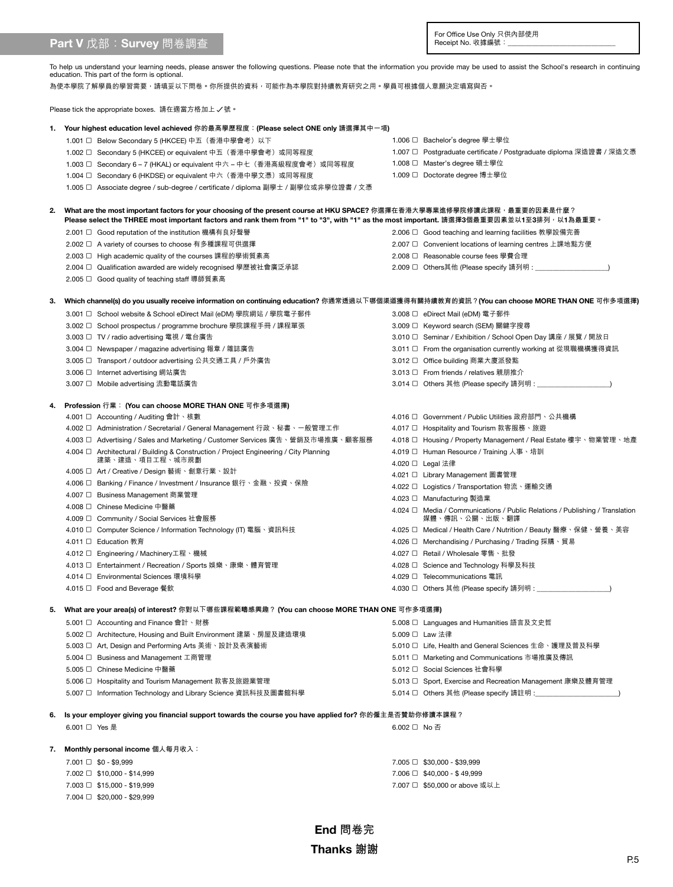## Part V 戊部：Survey 問卷調查

For Office Use Only 只供內部使用
Receipt No. 收據編號：\_\_\_\_\_\_\_\_\_\_\_\_\_\_\_\_\_\_\_\_\_\_\_\_\_\_

To help us understand your learning needs, please answer the following questions. Please note that the information you provide may be used to assist the School's research in continuing education. This part of the form is optional.

為使本學院了解學員的學習需要，請填妥以下問卷。你所提供的資料，可能作為本學院對持續教育研究之用。學員可根據個人意願決定填寫與否。

Please tick the appropriate boxes. 請在適當方格加上 ✓ 號。

**1. Your highest education level achieved 你的最高學歷程度：(Please select ONE only 請選擇其中一項)**

- 1.001 ☐ Below Secondary 5 (HKCEE) 中五（香港中學會考）以下
- 1.002 ☐ Secondary 5 (HKCEE) or equivalent 中五（香港中學會考）或同等程度
- 1.003 ☐ Secondary 6 – 7 (HKAL) or equivalent 中六 – 中七（香港高級程度會考）或同等程度
- 1.004 ☐ Secondary 6 (HKDSE) or equivalent 中六（香港中學文憑）或同等程度
- 1.005 ☐ Associate degree / sub-degree / certificate / diploma 副學士 / 副學位或非學位證書 / 文憑
- 1.006 ☐ Bachelor's degree 學士學位
- 1.007 ☐ Postgraduate certificate / Postgraduate diploma 深造證書 / 深造文憑
- 1.008 ☐ Master's degree 碩士學位
- 1.009 ☐ Doctorate degree 博士學位

**2. What are the most important factors for your choosing of the present course at HKU SPACE? 你選擇在香港大學專業進修學院修讀此課程，最重要的因素是什麼？**
**Please select the THREE most important factors and rank them from "1" to "3", with "1" as the most important. 請選擇3個最重要因素並以1至3排列，以1為最重要。**

- 2.001 ☐ Good reputation of the institution 機構有良好聲譽
- 2.002 ☐ A variety of courses to choose 有多種課程可供選擇
- 2.003 ☐ High academic quality of the courses 課程的學術質素高
- 2.004 ☐ Qualification awarded are widely recognised 學歷被社會廣泛承認
- 2.005 ☐ Good quality of teaching staff 導師質素高
- 2.006 ☐ Good teaching and learning facilities 教學設備完善
- 2.007 ☐ Convenient locations of learning centres 上課地點方便
- 2.008 ☐ Reasonable course fees 學費合理
- 2.009 ☐ Others其他 (Please specify 請列明 : \_\_\_\_\_\_\_\_\_\_\_\_\_\_\_\_\_\_)

**3. Which channel(s) do you usually receive information on continuing education? 你通常透過以下哪個渠道獲得有關持續教育的資訊？(You can choose MORE THAN ONE 可作多項選擇)**

- 3.001 ☐ School website & School eDirect Mail (eDM) 學院網站 / 學院電子郵件
- 3.002 ☐ School prospectus / programme brochure 學院課程手冊 / 課程單張
- 3.003 ☐ TV / radio advertising 電視 / 電台廣告
- 3.004 ☐ Newspaper / magazine advertising 報章 / 雜誌廣告
- 3.005 ☐ Transport / outdoor advertising 公共交通工具 / 戶外廣告
- 3.006 ☐ Internet advertising 網站廣告
- 3.007 ☐ Mobile advertising 流動電話廣告
- 3.008 ☐ eDirect Mail (eDM) 電子郵件
- 3.009 ☐ Keyword search (SEM) 關鍵字搜尋
- 3.010 ☐ Seminar / Exhibition / School Open Day 講座 / 展覽 / 開放日
- 3.011 ☐ From the organisation currently working at 從現職機構獲得資訊
- 3.012 ☐ Office building 商業大廈派發點
- 3.013 ☐ From friends / relatives 親朋推介
- 3.014 ☐ Others 其他 (Please specify 請列明 : \_\_\_\_\_\_\_\_\_\_\_\_\_\_\_\_\_\_)

**4. Profession 行業： (You can choose MORE THAN ONE 可作多項選擇)**

- 4.001 ☐ Accounting / Auditing 會計、核數
- 4.002 ☐ Administration / Secretarial / General Management 行政、秘書、一般管理工作
- 4.003 ☐ Advertising / Sales and Marketing / Customer Services 廣告、營銷及市場推廣、顧客服務
- 4.004 ☐ Architectural / Building & Construction / Project Engineering / City Planning 建築、建造、項目工程、城市規劃
- 4.005 ☐ Art / Creative / Design 藝術、創意行業、設計
- 4.006 ☐ Banking / Finance / Investment / Insurance 銀行、金融、投資、保險
- 4.007 ☐ Business Management 商業管理
- 4.008 ☐ Chinese Medicine 中醫藥
- 4.009 ☐ Community / Social Services 社會服務
- 4.010 ☐ Computer Science / Information Technology (IT) 電腦、資訊科技
- 4.011 ☐ Education 教育
- 4.012 ☐ Engineering / Machinery工程、機械
- 4.013 ☐ Entertainment / Recreation / Sports 娛樂、康樂、體育管理
- 4.014 ☐ Environmental Sciences 環境科學
- 4.015 ☐ Food and Beverage 餐飲
- 4.016 ☐ Government / Public Utilities 政府部門、公共機構
- 4.017 ☐ Hospitality and Tourism 款客服務、旅遊
- 4.018 ☐ Housing / Property Management / Real Estate 樓宇、物業管理、地產
- 4.019 ☐ Human Resource / Training 人事、培訓
- 4.020 ☐ Legal 法律
- 4.021 ☐ Library Management 圖書管理
- 4.022 ☐ Logistics / Transportation 物流、運輸交通
- 4.023 ☐ Manufacturing 製造業
- 4.024 ☐ Media / Communications / Public Relations / Publishing / Translation 媒體、傳訊、公關、出版、翻譯
- 4.025 ☐ Medical / Health Care / Nutrition / Beauty 醫療、保健、營養、美容
- 4.026 ☐ Merchandising / Purchasing / Trading 採購、貿易
- 4.027 ☐ Retail / Wholesale 零售、批發
- 4.028 ☐ Science and Technology 科學及科技
- 4.029 ☐ Telecommunications 電訊
- 4.030 ☐ Others 其他 (Please specify 請列明 : \_\_\_\_\_\_\_\_\_\_\_\_\_\_\_\_\_\_)

**5. What are your area(s) of interest? 你對以下哪些課程範疇感興趣？ (You can choose MORE THAN ONE 可作多項選擇)**

- 5.001 ☐ Accounting and Finance 會計、財務
- 5.002 ☐ Architecture, Housing and Built Environment 建築、房屋及建造環境
- 5.003 ☐ Art, Design and Performing Arts 美術、設計及表演藝術
- 5.004 ☐ Business and Management 工商管理
- 5.005 ☐ Chinese Medicine 中醫藥
- 5.006 ☐ Hospitality and Tourism Management 款客及旅遊業管理
- 5.007 ☐ Information Technology and Library Science 資訊科技及圖書館科學
- 5.008 ☐ Languages and Humanities 語言及文史哲
- 5.009 ☐ Law 法律
- 5.010 ☐ Life, Health and General Sciences 生命、護理及普及科學
- 5.011 ☐ Marketing and Communications 市場推廣及傳訊
- 5.012 ☐ Social Sciences 社會科學
- 5.013 ☐ Sport, Exercise and Recreation Management 康樂及體育管理
- 5.014 ☐ Others 其他 (Please specify 請註明 :\_\_\_\_\_\_\_\_\_\_\_\_\_\_\_\_\_\_\_\_)

**6. Is your employer giving you financial support towards the course you have applied for? 你的僱主是否贊助你修讀本課程？**

- 6.001 ☐ Yes 是
- 6.002 ☐ No 否

**7. Monthly personal income 個人每月收入：**

- 7.001 ☐ $0 - $9,999
- 7.002 ☐ $10,000 - $14,999
- 7.003 ☐ $15,000 - $19,999
- 7.004 ☐ $20,000 - $29,999
- 7.005 ☐ $30,000 - $39,999
- 7.006 ☐ $40,000 - $ 49,999
- 7.007 ☐ $50,000 or above 或以上

**End 問卷完**

**Thanks 謝謝**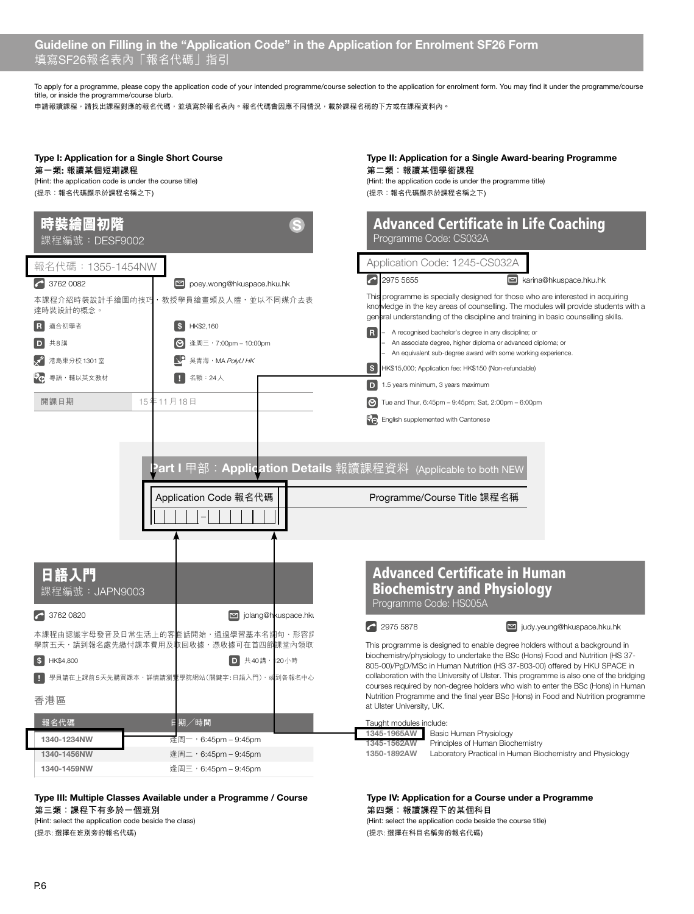## Guideline on Filling in the "Application Code" in the Application for Enrolment SF26 Form
## 填寫SF26報名表內「報名代碼」指引

To apply for a programme, please copy the application code of your intended programme/course selection to the application for enrolment form. You may find it under the programme/course title, or inside the programme/course blurb.

申請報讀課程，請找出課程對應的報名代碼，並填寫於報名表內。報名代碼會因應不同情況，載於課程名稱的下方或在課程資料內。

### Type I: Application for a Single Short Course
### 第一類: 報讀某個短期課程

(Hint: the application code is under the course title)
(提示：報名代碼顯示於課程名稱之下)

**時裝繪圖初階** S
課程編號：DESF9002

報名代碼：1355-1454NW

3762 0082 | poey.wong@hkuspace.hku.hk

本課程介紹時裝設計手繪圖的技巧，教授學員繪畫頭及人體，並以不同媒介去表達時裝設計的概念。

| | |
|---|---|
| 適合初學者 | HK$2,160 |
| 共8講 | 逢周三，7:00pm – 10:00pm |
| 港島東分校 1301 室 | 吳青海，MA *PolyU HK* |
| 粵語，輔以英文教材 | 名額：24 人 |

| | |
|---|---|
| 開課日期 | 15年11月18日 |

### Type II: Application for a Single Award-bearing Programme
### 第二類：報讀某個學術課程

(Hint: the application code is under the programme title)
(提示：報名代碼顯示於課程名稱之下)

**Advanced Certificate in Life Coaching**
Programme Code: CS032A

Application Code: 1245-CS032A

2975 5655 | karina@hkuspace.hku.hk

This programme is specially designed for those who are interested in acquiring knowledge in the key areas of counselling. The modules will provide students with a general understanding of the discipline and training in basic counselling skills.

- A recognised bachelor's degree in any discipline; or
- An associate degree, higher diploma or advanced diploma; or
- An equivalent sub-degree award with some working experience.

HK$15,000; Application fee: HK$150 (Non-refundable)

1.5 years minimum, 3 years maximum

Tue and Thur, 6:45pm – 9:45pm; Sat, 2:00pm – 6:00pm

English supplemented with Cantonese

**Part I 甲部：Application Details 報讀課程資料** (Applicable to both NEW

| Application Code 報名代碼 | Programme/Course Title 課程名稱 |
|---|---|
| ☐☐☐☐–☐☐☐☐☐☐ | |

### Type III: Multiple Classes Available under a Programme / Course
### 第三類：課程下有多於一個班別

(Hint: select the application code beside the class)
(提示: 選擇在班別旁的報名代碼)

**日語入門**
課程編號：JAPN9003

3762 0820 | jolang@hkuspace.hku

本課程由認識字母發音及日常生活上的客套話開始，通過學習基本名詞句、形容詞... 學前五天，請到報名處先繳付課本費用及取回收據，憑收據可在首四節課堂內領取...

HK$4,800 | 共40講，120小時

學員請在上課前5天先購買課本，詳情請瀏覽學院網站(關鍵字:日語入門)，或到各報名中心...

香港區

| 報名代碼 | 日期／時間 |
|---|---|
| 1340-1234NW | 逢周一，6:45pm – 9:45pm |
| 1340-1456NW | 逢周二，6:45pm – 9:45pm |
| 1340-1459NW | 逢周三，6:45pm – 9:45pm |

### Type IV: Application for a Course under a Programme
### 第四類：報讀課程下的某個科目

(Hint: select the application code beside the course title)
(提示: 選擇在科目名稱旁的報名代碼)

**Advanced Certificate in Human Biochemistry and Physiology**
Programme Code: HS005A

2975 5878 | judy.yeung@hkuspace.hku.hk

This programme is designed to enable degree holders without a background in biochemistry/physiology to undertake the BSc (Hons) Food and Nutrition (HS 37-805-00)/PgD/MSc in Human Nutrition (HS 37-803-00) offered by HKU SPACE in collaboration with the University of Ulster. This programme is also one of the bridging courses required by non-degree holders who wish to enter the BSc (Hons) in Human Nutrition Programme and the final year BSc (Hons) in Food and Nutrition programme at Ulster University, UK.

Taught modules include:

| | |
|---|---|
| 1345-1965AW | Basic Human Physiology |
| 1345-1562AW | Principles of Human Biochemistry |
| 1350-1892AW | Laboratory Practical in Human Biochemistry and Physiology |